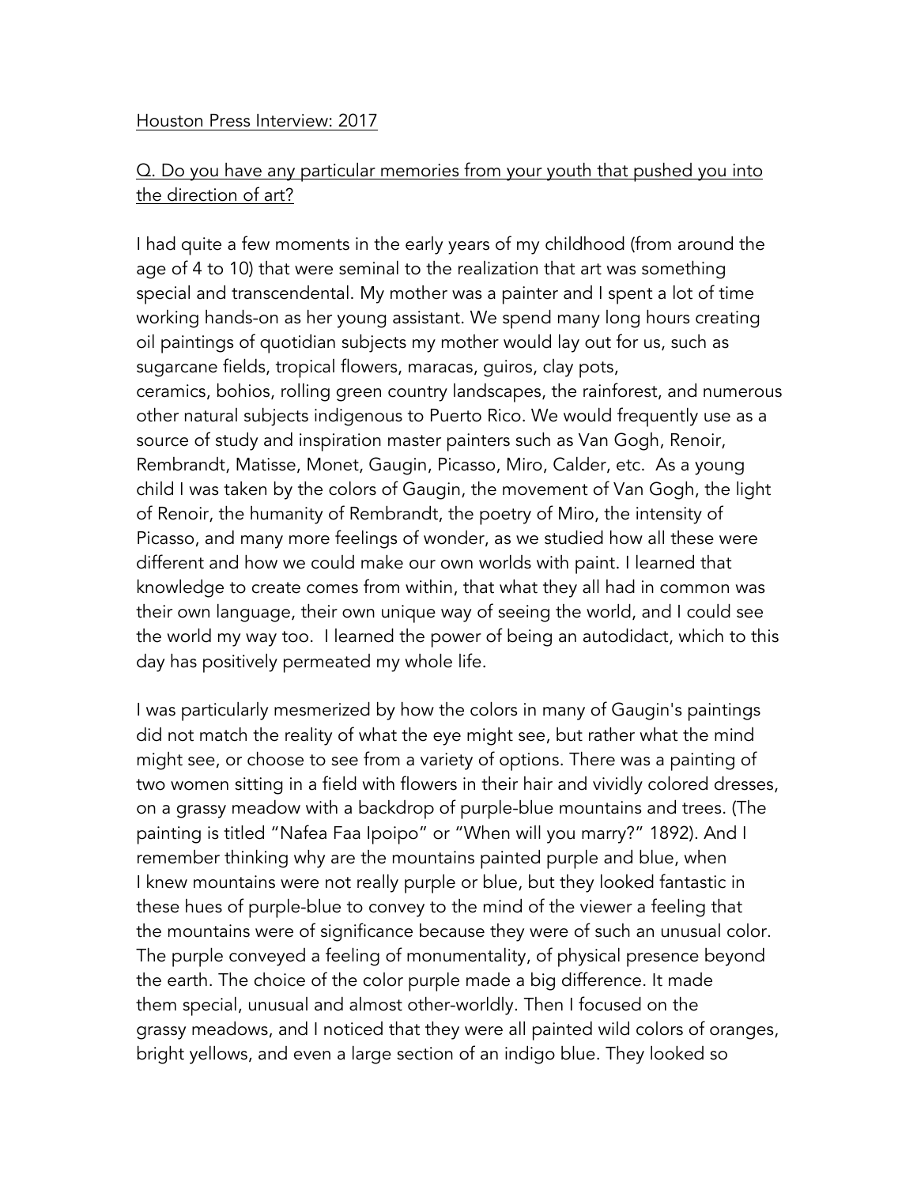<u>Houston Press Interview: 2017</u>

<u>Q. Do you have any particular memories from your youth that pushed you into the direction of art?</u>

I had quite a few moments in the early years of my childhood (from around the age of 4 to 10) that were seminal to the realization that art was something special and transcendental. My mother was a painter and I spent a lot of time working hands-on as her young assistant. We spend many long hours creating oil paintings of quotidian subjects my mother would lay out for us, such as sugarcane fields, tropical flowers, maracas, guiros, clay pots, ceramics, bohios, rolling green country landscapes, the rainforest, and numerous other natural subjects indigenous to Puerto Rico. We would frequently use as a source of study and inspiration master painters such as Van Gogh, Renoir, Rembrandt, Matisse, Monet, Gaugin, Picasso, Miro, Calder, etc. As a young child I was taken by the colors of Gaugin, the movement of Van Gogh, the light of Renoir, the humanity of Rembrandt, the poetry of Miro, the intensity of Picasso, and many more feelings of wonder, as we studied how all these were different and how we could make our own worlds with paint. I learned that knowledge to create comes from within, that what they all had in common was their own language, their own unique way of seeing the world, and I could see the world my way too. I learned the power of being an autodidact, which to this day has positively permeated my whole life.

I was particularly mesmerized by how the colors in many of Gaugin's paintings did not match the reality of what the eye might see, but rather what the mind might see, or choose to see from a variety of options. There was a painting of two women sitting in a field with flowers in their hair and vividly colored dresses, on a grassy meadow with a backdrop of purple-blue mountains and trees. (The painting is titled "Nafea Faa Ipoipo" or "When will you marry?" 1892). And I remember thinking why are the mountains painted purple and blue, when I knew mountains were not really purple or blue, but they looked fantastic in these hues of purple-blue to convey to the mind of the viewer a feeling that the mountains were of significance because they were of such an unusual color. The purple conveyed a feeling of monumentality, of physical presence beyond the earth. The choice of the color purple made a big difference. It made them special, unusual and almost other-worldly. Then I focused on the grassy meadows, and I noticed that they were all painted wild colors of oranges, bright yellows, and even a large section of an indigo blue. They looked so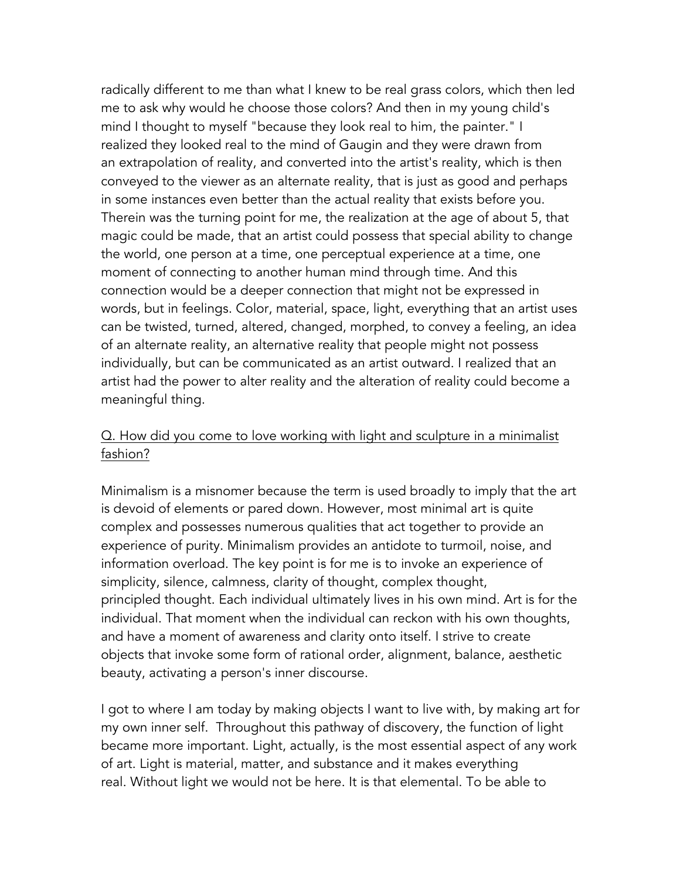radically different to me than what I knew to be real grass colors, which then led me to ask why would he choose those colors? And then in my young child's mind I thought to myself "because they look real to him, the painter." I realized they looked real to the mind of Gaugin and they were drawn from an extrapolation of reality, and converted into the artist's reality, which is then conveyed to the viewer as an alternate reality, that is just as good and perhaps in some instances even better than the actual reality that exists before you. Therein was the turning point for me, the realization at the age of about 5, that magic could be made, that an artist could possess that special ability to change the world, one person at a time, one perceptual experience at a time, one moment of connecting to another human mind through time. And this connection would be a deeper connection that might not be expressed in words, but in feelings. Color, material, space, light, everything that an artist uses can be twisted, turned, altered, changed, morphed, to convey a feeling, an idea of an alternate reality, an alternative reality that people might not possess individually, but can be communicated as an artist outward. I realized that an artist had the power to alter reality and the alteration of reality could become a meaningful thing.

<u>Q. How did you come to love working with light and sculpture in a minimalist fashion?</u>

Minimalism is a misnomer because the term is used broadly to imply that the art is devoid of elements or pared down. However, most minimal art is quite complex and possesses numerous qualities that act together to provide an experience of purity. Minimalism provides an antidote to turmoil, noise, and information overload. The key point is for me is to invoke an experience of simplicity, silence, calmness, clarity of thought, complex thought, principled thought. Each individual ultimately lives in his own mind. Art is for the individual. That moment when the individual can reckon with his own thoughts, and have a moment of awareness and clarity onto itself. I strive to create objects that invoke some form of rational order, alignment, balance, aesthetic beauty, activating a person's inner discourse.

I got to where I am today by making objects I want to live with, by making art for my own inner self. Throughout this pathway of discovery, the function of light became more important. Light, actually, is the most essential aspect of any work of art. Light is material, matter, and substance and it makes everything real. Without light we would not be here. It is that elemental. To be able to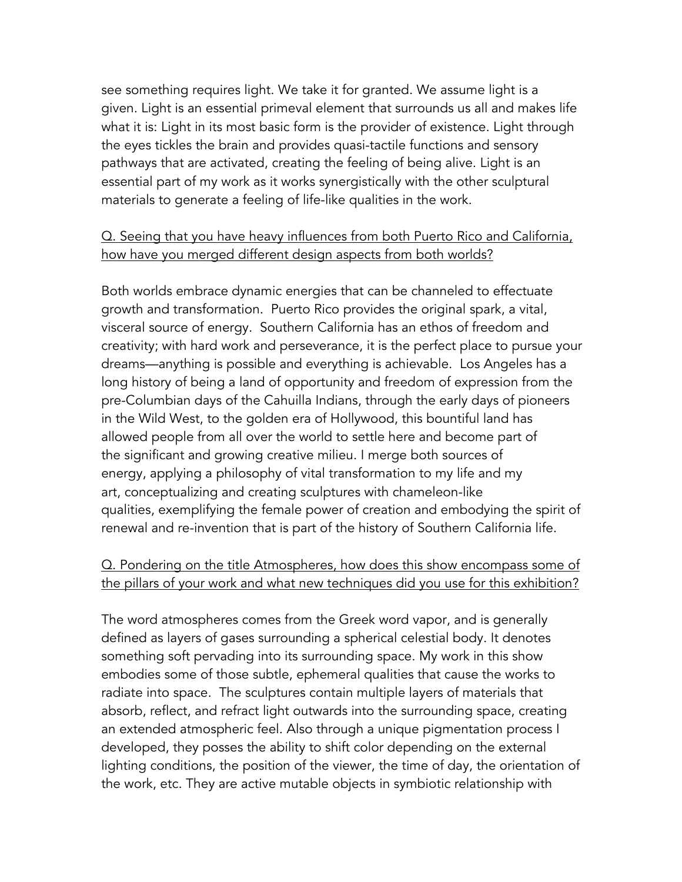see something requires light. We take it for granted. We assume light is a given. Light is an essential primeval element that surrounds us all and makes life what it is: Light in its most basic form is the provider of existence. Light through the eyes tickles the brain and provides quasi-tactile functions and sensory pathways that are activated, creating the feeling of being alive. Light is an essential part of my work as it works synergistically with the other sculptural materials to generate a feeling of life-like qualities in the work.

<u>Q. Seeing that you have heavy influences from both Puerto Rico and California, how have you merged different design aspects from both worlds?</u>

Both worlds embrace dynamic energies that can be channeled to effectuate growth and transformation. Puerto Rico provides the original spark, a vital, visceral source of energy. Southern California has an ethos of freedom and creativity; with hard work and perseverance, it is the perfect place to pursue your dreams—anything is possible and everything is achievable. Los Angeles has a long history of being a land of opportunity and freedom of expression from the pre-Columbian days of the Cahuilla Indians, through the early days of pioneers in the Wild West, to the golden era of Hollywood, this bountiful land has allowed people from all over the world to settle here and become part of the significant and growing creative milieu. I merge both sources of energy, applying a philosophy of vital transformation to my life and my art, conceptualizing and creating sculptures with chameleon-like qualities, exemplifying the female power of creation and embodying the spirit of renewal and re-invention that is part of the history of Southern California life.

<u>Q. Pondering on the title Atmospheres, how does this show encompass some of the pillars of your work and what new techniques did you use for this exhibition?</u>

The word atmospheres comes from the Greek word vapor, and is generally defined as layers of gases surrounding a spherical celestial body. It denotes something soft pervading into its surrounding space. My work in this show embodies some of those subtle, ephemeral qualities that cause the works to radiate into space. The sculptures contain multiple layers of materials that absorb, reflect, and refract light outwards into the surrounding space, creating an extended atmospheric feel. Also through a unique pigmentation process I developed, they posses the ability to shift color depending on the external lighting conditions, the position of the viewer, the time of day, the orientation of the work, etc. They are active mutable objects in symbiotic relationship with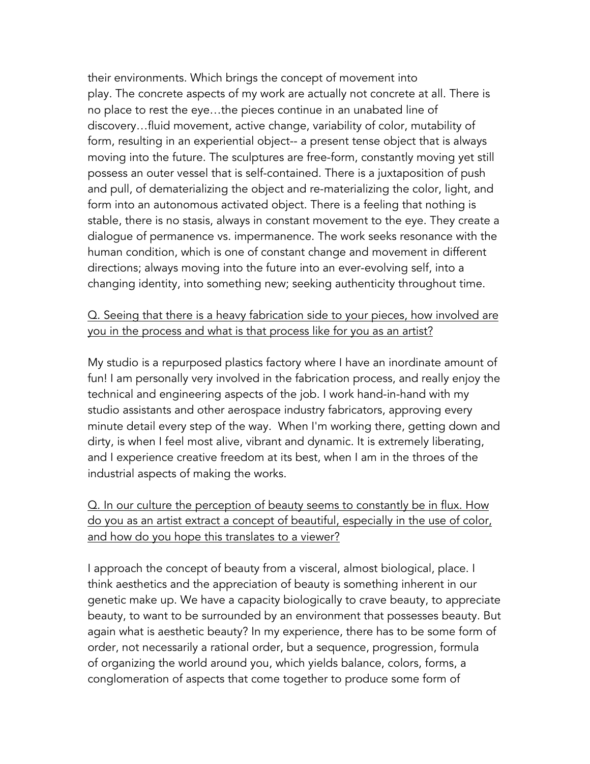their environments. Which brings the concept of movement into play. The concrete aspects of my work are actually not concrete at all. There is no place to rest the eye…the pieces continue in an unabated line of discovery…fluid movement, active change, variability of color, mutability of form, resulting in an experiential object-- a present tense object that is always moving into the future. The sculptures are free-form, constantly moving yet still possess an outer vessel that is self-contained. There is a juxtaposition of push and pull, of dematerializing the object and re-materializing the color, light, and form into an autonomous activated object. There is a feeling that nothing is stable, there is no stasis, always in constant movement to the eye. They create a dialogue of permanence vs. impermanence. The work seeks resonance with the human condition, which is one of constant change and movement in different directions; always moving into the future into an ever-evolving self, into a changing identity, into something new; seeking authenticity throughout time.

<u>Q. Seeing that there is a heavy fabrication side to your pieces, how involved are you in the process and what is that process like for you as an artist?</u>

My studio is a repurposed plastics factory where I have an inordinate amount of fun! I am personally very involved in the fabrication process, and really enjoy the technical and engineering aspects of the job. I work hand-in-hand with my studio assistants and other aerospace industry fabricators, approving every minute detail every step of the way. When I'm working there, getting down and dirty, is when I feel most alive, vibrant and dynamic. It is extremely liberating, and I experience creative freedom at its best, when I am in the throes of the industrial aspects of making the works.

<u>Q. In our culture the perception of beauty seems to constantly be in flux. How do you as an artist extract a concept of beautiful, especially in the use of color, and how do you hope this translates to a viewer?</u>

I approach the concept of beauty from a visceral, almost biological, place. I think aesthetics and the appreciation of beauty is something inherent in our genetic make up. We have a capacity biologically to crave beauty, to appreciate beauty, to want to be surrounded by an environment that possesses beauty. But again what is aesthetic beauty? In my experience, there has to be some form of order, not necessarily a rational order, but a sequence, progression, formula of organizing the world around you, which yields balance, colors, forms, a conglomeration of aspects that come together to produce some form of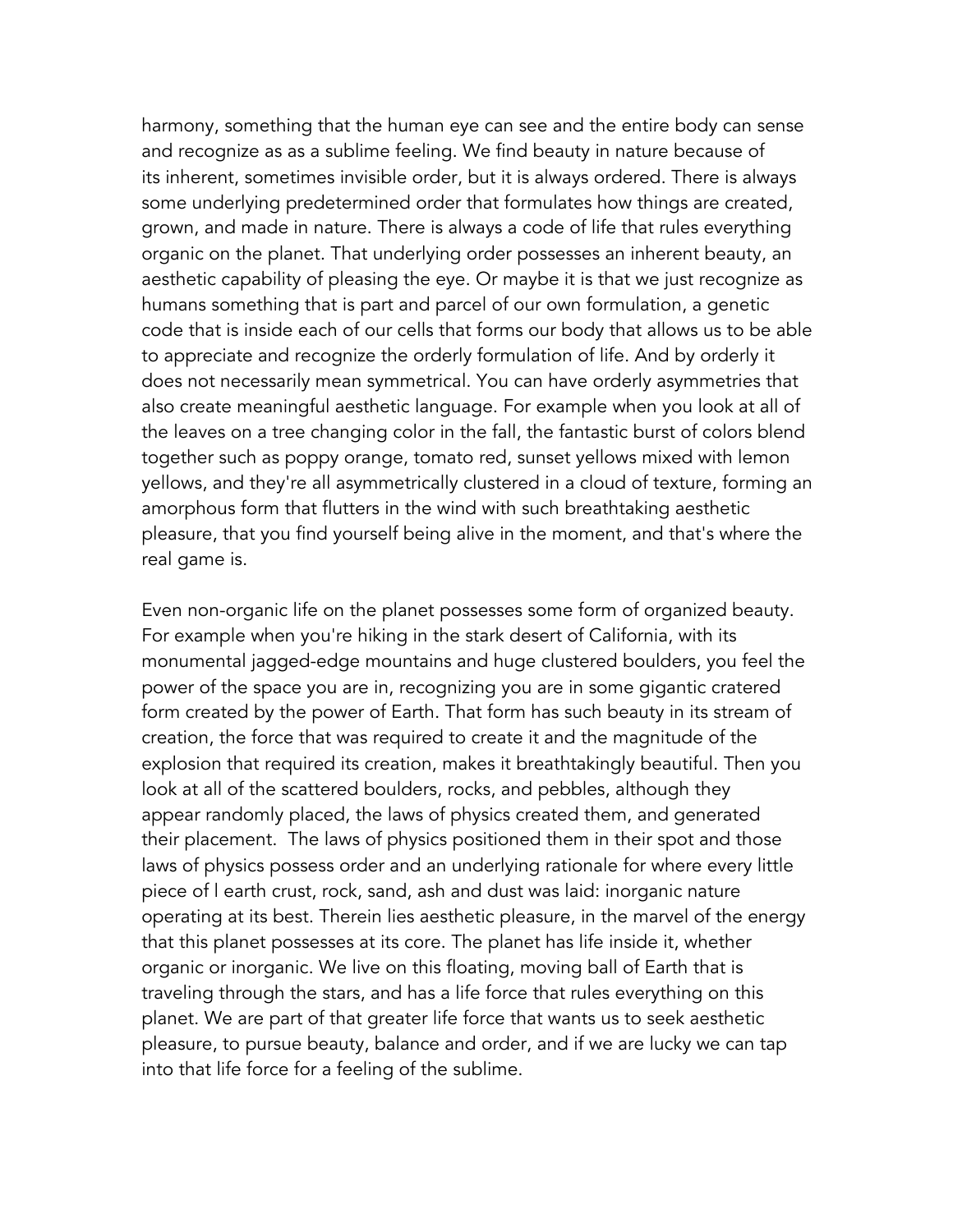harmony, something that the human eye can see and the entire body can sense and recognize as as a sublime feeling. We find beauty in nature because of its inherent, sometimes invisible order, but it is always ordered. There is always some underlying predetermined order that formulates how things are created, grown, and made in nature. There is always a code of life that rules everything organic on the planet. That underlying order possesses an inherent beauty, an aesthetic capability of pleasing the eye. Or maybe it is that we just recognize as humans something that is part and parcel of our own formulation, a genetic code that is inside each of our cells that forms our body that allows us to be able to appreciate and recognize the orderly formulation of life. And by orderly it does not necessarily mean symmetrical. You can have orderly asymmetries that also create meaningful aesthetic language. For example when you look at all of the leaves on a tree changing color in the fall, the fantastic burst of colors blend together such as poppy orange, tomato red, sunset yellows mixed with lemon yellows, and they're all asymmetrically clustered in a cloud of texture, forming an amorphous form that flutters in the wind with such breathtaking aesthetic pleasure, that you find yourself being alive in the moment, and that's where the real game is.

Even non-organic life on the planet possesses some form of organized beauty. For example when you're hiking in the stark desert of California, with its monumental jagged-edge mountains and huge clustered boulders, you feel the power of the space you are in, recognizing you are in some gigantic cratered form created by the power of Earth. That form has such beauty in its stream of creation, the force that was required to create it and the magnitude of the explosion that required its creation, makes it breathtakingly beautiful. Then you look at all of the scattered boulders, rocks, and pebbles, although they appear randomly placed, the laws of physics created them, and generated their placement. The laws of physics positioned them in their spot and those laws of physics possess order and an underlying rationale for where every little piece of l earth crust, rock, sand, ash and dust was laid: inorganic nature operating at its best. Therein lies aesthetic pleasure, in the marvel of the energy that this planet possesses at its core. The planet has life inside it, whether organic or inorganic. We live on this floating, moving ball of Earth that is traveling through the stars, and has a life force that rules everything on this planet. We are part of that greater life force that wants us to seek aesthetic pleasure, to pursue beauty, balance and order, and if we are lucky we can tap into that life force for a feeling of the sublime.